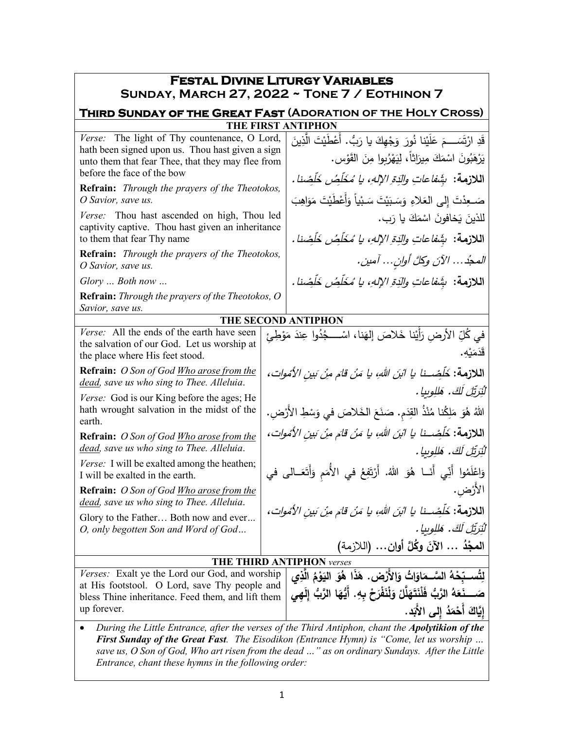# Festal Divine Liturgy Variables
## Sunday, March 27, 2022 ~ Tone 7 / Eothinon 7
### Third Sunday of the Great Fast (Adoration of the Holy Cross)

**THE FIRST ANTIPHON**

| English | Arabic |
|---|---|
| *Verse:* The light of Thy countenance, O Lord, hath been signed upon us. Thou hast given a sign unto them that fear Thee, that they may flee from before the face of the bow | قَدِ ارْتَسَمَ عَلَيْنا نُورَ وَجْهِكَ يا رَبُّ. أَعْطَيْتَ الَّذِينَ يَرْهَبُونَ اسْمَكَ مِيرَاثاً، لِيَهْرُبوا مِنَ القَوْس. |
| **Refrain:** *Through the prayers of the Theotokos, O Savior, save us.* | **اللازمة:** *بِشَفاعاتِ والِدَةِ الإِلهِ، يا مُخَلِّص خَلِّصنا.* |
| *Verse:* Thou hast ascended on high, Thou led captivity captive. Thou hast given an inheritance to them that fear Thy name | صَعِدْتَ إِلى العَلاءِ وَسَبَيْتَ سَبْياً وَأَعْطَيْتَ مَوَاهِبَ للذينَ يَخافونَ اسْمَكَ يا رَب. |
| **Refrain:** *Through the prayers of the Theotokos, O Savior, save us.* | **اللازمة:** *بِشَفاعاتِ والِدَةِ الإِلهِ، يا مُخَلِّص خَلِّصنا.* |
| *Glory … Both now …* | *المجدُ… الآنَ وكلَّ أوانٍ… آمين.* |
| **Refrain:** *Through the prayers of the Theotokos, O Savior, save us.* | **اللازمة:** *بِشَفاعاتِ والِدَةِ الإِلهِ، يا مُخَلِّص خَلِّصنا.* |

**THE SECOND ANTIPHON**

| English | Arabic |
|---|---|
| *Verse:* All the ends of the earth have seen the salvation of our God. Let us worship at the place where His feet stood. | في كُلِّ الأرضِ رَأَيْنا خَلاصَ إلهَنا، اسْجُدُوا عِندَ مَوْطِئِ قَدَمَيْهِ. |
| **Refrain:** *O Son of God Who arose from the dead, save us who sing to Thee. Alleluia.* | **اللازمة:** *خَلِّصنا يا ابْنَ اللهِ، يا مَنْ قامَ مِنْ بَينِ الأمْواتِ، لِنُرَتِّلَ لَكَ. هَلِلوِيا.* |
| *Verse:* God is our King before the ages; He hath wrought salvation in the midst of the earth. | اللهُ هُوَ مَلِكُنا مُنْذُ القِدَمِ. صَنَعَ الخَلاصَ في وَسْطِ الأَرْضِ. |
| **Refrain:** *O Son of God Who arose from the dead, save us who sing to Thee. Alleluia.* | **اللازمة:** *خَلِّصنا يا ابْنَ اللهِ، يا مَنْ قامَ مِنْ بَينِ الأمْواتِ، لِنُرَتِّلَ لَكَ. هَلِلوِيا.* |
| *Verse:* I will be exalted among the heathen; I will be exalted in the earth. | وَاعْلَمُوا أَنِّي أَنَا هُوَ اللهُ. أَرْتَفِعُ في الأُمَمِ وَأَتَعَالى في الأَرْضِ. |
| **Refrain:** *O Son of God Who arose from the dead, save us who sing to Thee. Alleluia.* | **اللازمة:** *خَلِّصنا يا ابْنَ اللهِ، يا مَنْ قامَ مِنْ بَينِ الأمْواتِ، لِنُرَتِّلَ لَكَ. هَلِلوِيا.* |
| Glory to the Father… Both now and ever… *O, only begotten Son and Word of God…* | **المجْدُ … الآنَ وكُلَّ أوانٍ… (اللازمة)** |

**THE THIRD ANTIPHON** *verses*

| English | Arabic |
|---|---|
| *Verses:* Exalt ye the Lord our God, and worship at His footstool. O Lord, save Thy people and bless Thine inheritance. Feed them, and lift them up forever. | **لِتُسبِّحْهُ السَّماوَاتُ وَالأَرْض. هَذَا هُوَ اليَوْمُ الَّذِي صَنَعَهُ الرَّبُّ فَلْنَتَهَلَّلْ وَلْنَفْرَحْ بِهِ. أَيُّهَا الرَّبُّ إِلَهِي إِيَّاكَ أَحْمَدُ إِلى الأَبَد.** |

- *During the Little Entrance, after the verses of the Third Antiphon, chant the **Apolytikion of the First Sunday of the Great Fast**. The Eisodikon (Entrance Hymn) is "Come, let us worship … save us, O Son of God, Who art risen from the dead …" as on ordinary Sundays. After the Little Entrance, chant these hymns in the following order:*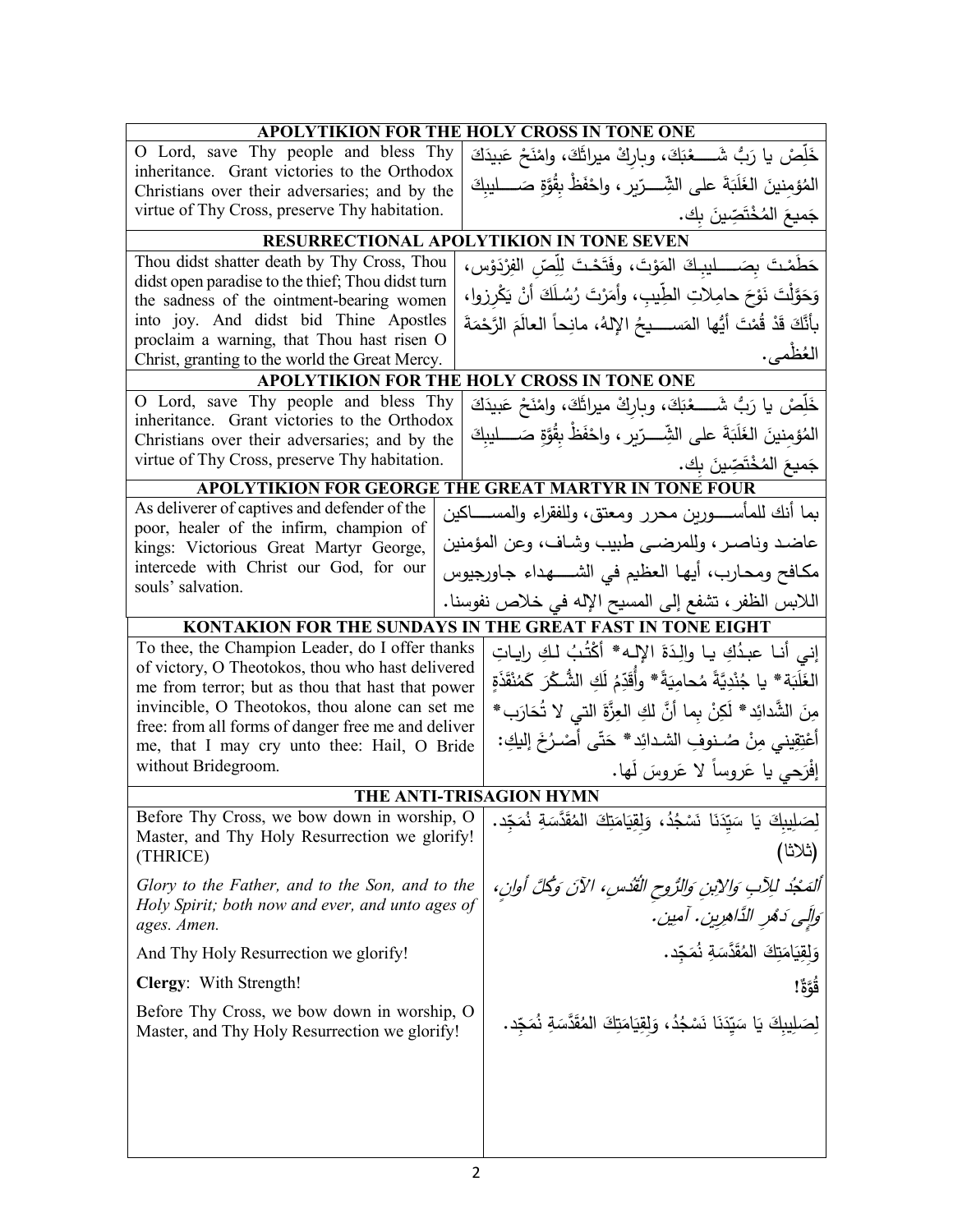| APOLYTIKION FOR THE HOLY CROSS IN TONE ONE | |
|---|---|
| O Lord, save Thy people and bless Thy inheritance. Grant victories to the Orthodox Christians over their adversaries; and by the virtue of Thy Cross, preserve Thy habitation. | خَلِّصْ يا رَبُّ شَعْبَكَ، وبارِكْ ميراثَكَ، وامْنَحْ عَبيدَكَ المُؤمِنينَ الغَلَبَةَ على الشِّرّير، واحْفَظْ بِقُوَّةِ صَليبِكَ جَميعَ المُخْتَصِّينَ بِك. |

| RESURRECTIONAL APOLYTIKION IN TONE SEVEN | |
|---|---|
| Thou didst shatter death by Thy Cross, Thou didst open paradise to the thief; Thou didst turn the sadness of the ointment-bearing women into joy. And didst bid Thine Apostles proclaim a warning, that Thou hast risen O Christ, granting to the world the Great Mercy. | حَطَمْتَ بِصَليبِكَ المَوْتَ، وفَتَحْتَ لِلِّصِّ الفِرْدَوْس، وَحَوَّلْتَ نَوْحَ حامِلاتِ الطِّيبِ، وأَمَرْتَ رُسُلَكَ أَنْ يَكْرِزوا، بأَنَّكَ قَدْ قُمْتَ أيُّها المَسيحُ الإلهُ، مانِحاً العالَمَ الرَّحْمَةَ العُظْمى. |

| APOLYTIKION FOR THE HOLY CROSS IN TONE ONE | |
|---|---|
| O Lord, save Thy people and bless Thy inheritance. Grant victories to the Orthodox Christians over their adversaries; and by the virtue of Thy Cross, preserve Thy habitation. | خَلِّصْ يا رَبُّ شَعْبَكَ، وبارِكْ ميراثَكَ، وامْنَحْ عَبيدَكَ المُؤمِنينَ الغَلَبَةَ على الشِّرّير، واحْفَظْ بِقُوَّةِ صَليبِكَ جَميعَ المُخْتَصِّينَ بِك. |

| APOLYTIKION FOR GEORGE THE GREAT MARTYR IN TONE FOUR | |
|---|---|
| As deliverer of captives and defender of the poor, healer of the infirm, champion of kings: Victorious Great Martyr George, intercede with Christ our God, for our souls' salvation. | بما أنك للمأسورين محرر ومعتق، وللفقراء والمساكين عاضد وناصر، وللمرضى طبيب وشافٍ، وعن المؤمنين مكافح ومحارب، أيها العظيم في الشهداء جاورجيوس اللابس الظفر، تشفع إلى المسيح الإله في خلاص نفوسنا. |

| KONTAKION FOR THE SUNDAYS IN THE GREAT FAST IN TONE EIGHT | |
|---|---|
| To thee, the Champion Leader, do I offer thanks of victory, O Theotokos, thou who hast delivered me from terror; but as thou that hast that power invincible, O Theotokos, thou alone can set me free: from all forms of danger free me and deliver me, that I may cry unto thee: Hail, O Bride without Bridegroom. | إني أنا عبدُكِ يا والِدَةَ الإلهِ* أَكْتُبُ لكِ راياتِ الغَلَبَةِ* يا جُنْدِيَّةً مُحامِيَةً* وأُقَدِّمُ لَكِ الشُّكْرَ كَمُنْقَذَةٍ مِنَ الشَّدائِد* لَكِنْ بِما أَنَّ لكِ العِزَّةَ التي لا تُحَارَب* أَعْتِقِيني مِنْ صُنوفِ الشدائِد* حَتّى أَصْرُخَ إليكِ: إفْرَحي يا عَروساً لا عَروسَ لَها. |

| THE ANTI-TRISAGION HYMN | |
|---|---|
| Before Thy Cross, we bow down in worship, O Master, and Thy Holy Resurrection we glorify! (THRICE) | لِصَليبِكَ يَا سَيِّدَنَا نَسْجُدُ، وَلِقِيَامَتِكَ المُقَدَّسَةِ نُمَجِّد. (ثلاثا) |
| *Glory to the Father, and to the Son, and to the Holy Spirit; both now and ever, and unto ages of ages. Amen.* | *أَلمَجْدُ لِلآبِ وَالابْنِ وَالرُّوحِ القُدُسِ، الآنَ وَكُلَّ أَوانٍ، وَإِلَى دَهْرِ الدَّاهِرِين. آمين.* |
| And Thy Holy Resurrection we glorify! | وَلِقِيَامَتِكَ المُقَدَّسَةِ نُمَجِّد. |
| **Clergy**: With Strength! | **قُوَّةٌ!** |
| Before Thy Cross, we bow down in worship, O Master, and Thy Holy Resurrection we glorify! | لِصَليبِكَ يَا سَيِّدَنَا نَسْجُدُ، وَلِقِيَامَتِكَ المُقَدَّسَةِ نُمَجِّد. |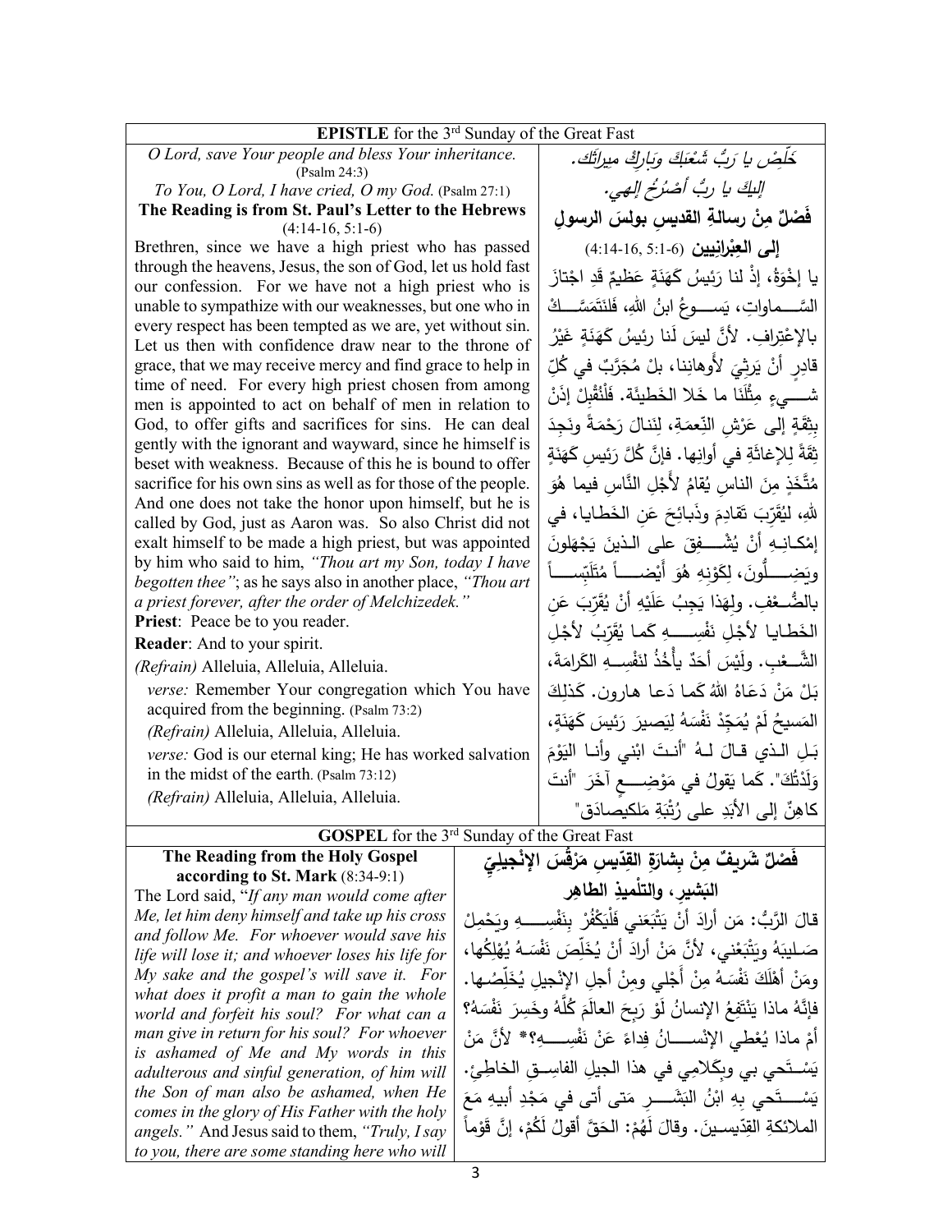## EPISTLE for the 3rd Sunday of the Great Fast

*O Lord, save Your people and bless Your inheritance.* (Psalm 24:3)

*To You, O Lord, I have cried, O my God.* (Psalm 27:1)

**The Reading is from St. Paul's Letter to the Hebrews** (4:14-16, 5:1-6)

Brethren, since we have a high priest who has passed through the heavens, Jesus, the son of God, let us hold fast our confession. For we have not a high priest who is unable to sympathize with our weaknesses, but one who in every respect has been tempted as we are, yet without sin. Let us then with confidence draw near to the throne of grace, that we may receive mercy and find grace to help in time of need. For every high priest chosen from among men is appointed to act on behalf of men in relation to God, to offer gifts and sacrifices for sins. He can deal gently with the ignorant and wayward, since he himself is beset with weakness. Because of this he is bound to offer sacrifice for his own sins as well as for those of the people. And one does not take the honor upon himself, but he is called by God, just as Aaron was. So also Christ did not exalt himself to be made a high priest, but was appointed by him who said to him, *"Thou art my Son, today I have begotten thee"*; as he says also in another place, *"Thou art a priest forever, after the order of Melchizedek."*

**Priest**: Peace be to you reader.

**Reader**: And to your spirit.

*(Refrain)* Alleluia, Alleluia, Alleluia.

*verse:* Remember Your congregation which You have acquired from the beginning. (Psalm 73:2)

*(Refrain)* Alleluia, Alleluia, Alleluia.

*verse:* God is our eternal king; He has worked salvation in the midst of the earth. (Psalm 73:12)

*(Refrain)* Alleluia, Alleluia, Alleluia.

*خَلِّصْ يا رَبُّ شَعْبَكَ وَبارِكْ ميراثَك.*

*إليكَ يا ربُّ أصْرُخُ إلهي.*

**فَصْلٌ مِنْ رسالةِ القديسِ بولسَ الرسولِ إلى العِبْرانِيين** (4:14-16, 5:1-6)

يا إخْوَةُ، إذْ لنا رَئيسُ كَهَنَةٍ عَظيمٌ قَدِ اجْتازَ السَّماواتِ، يَسوعُ ابنُ اللهِ، فَلْنَتَمَسَّكْ بالإعْتِرافِ. لأنَّ ليسَ لَنا رئيسُ كَهَنَةٍ غَيْرُ قادِرٍ أنْ يَرثِيَ لأَوهانِنا، بلْ مُجَرَّبٌ في كُلِّ شيءٍ مِثْلَنَا ما خَلا الخَطيئَة. فَلْنُقْبِلْ إذَنْ بِثِقَةٍ إلى عَرْشِ النِّعمَةِ، لِنَنالَ رَحْمَةً ونَجِدَ ثِقَةً لِلإغاثَةِ في أوانِها. فإنَّ كُلَّ رَئيسِ كَهَنَةٍ مُتَّخَذٍ مِنَ الناسِ يُقامُ لأَجْلِ النَّاسِ فيما هُوَ للهِ، لِيُقَرِّبَ تَقادِمَ وذَبائِحَ عَنِ الخَطايا، في إمْكانِهِ أنْ يُشْفِقَ على الذينَ يَجْهلونَ ويَضِلُّونَ، لِكَوْنِهِ هُوَ أَيْضاً مُتَلَبِّساً بالضُّعْفِ. ولِهَذا يَجِبُ عَلَيْهِ أنْ يُقَرِّبَ عَنِ الخَطايا لأجْلِ نَفْسِهِ كَما يُقَرِّبُ لأجْلِ الشَّعْبِ. ولَيْسَ أحَدٌ يأْخُذُ لنفْسِهِ الكَرامَةَ، بَلْ مَنْ دَعَاهُ اللهُ كَما دَعا هارون. كَذلِكَ المَسيحُ لَمْ يُمَجِّدْ نَفْسَهُ لِيَصيرَ رَئيسَ كَهَنَةٍ، بَلِ الذي قالَ لهُ "أنتَ ابْني وأنا اليَوْمَ وَلَدْتُكَ". كَما يَقولُ في مَوْضِعٍ آخَرَ "أنتَ كاهِنٌ إلى الأبَدِ على رُتْبَةِ مَلكيصادَق"

## GOSPEL for the 3rd Sunday of the Great Fast

**The Reading from the Holy Gospel according to St. Mark** (8:34-9:1)

The Lord said, "*If any man would come after Me, let him deny himself and take up his cross and follow Me. For whoever would save his life will lose it; and whoever loses his life for My sake and the gospel's will save it. For what does it profit a man to gain the whole world and forfeit his soul? For what can a man give in return for his soul? For whoever is ashamed of Me and My words in this adulterous and sinful generation, of him will the Son of man also be ashamed, when He comes in the glory of His Father with the holy angels.*" And Jesus said to them, *"Truly, I say to you, there are some standing here who will*

**فَصْلٌ شَريفٌ مِنْ بِشارَةِ القِدّيسِ مَرْقُسَ الإنْجيلِيّ البَشيرِ، والتِلْميذِ الطاهِر**

قالَ الرَّبُّ: مَن أرادَ أنْ يَتْبَعَني فَلْيَكْفُرْ بِنَفْسِهِ ويَحْمِلْ صَليبَهُ ويَتْبَعْني، لأنَّ مَنْ أرادَ أنْ يُخَلِّصَ نَفْسَهُ يُهْلِكُها، ومَنْ أهْلَكَ نَفْسَهُ مِنْ أجْلي ومِنْ أجلِ الإنْجيلِ يُخَلِّصُها. فإنَّهُ ماذا يَنْتَفِعُ الإنسانُ لَوْ رَبِحَ العالَمَ كُلَّهُ وخَسِرَ نَفْسَهُ؟ أمْ ماذا يُعْطي الإنْسانُ فِداءً عَنْ نَفْسِهِ؟* لأنَّ مَنْ يَسْتَحي بي وبِكَلامِي في هذا الجيلِ الفاسِقِ الخاطِئِ. يَسْتَحي بِهِ ابْنُ البَشَرِ مَتى أتى في مَجْدِ أبيهِ مَعَ الملائكةِ القِدّيسينَ. وقالَ لَهُمْ: الحَقَّ أقولُ لَكُمْ، إنَّ قَوْماً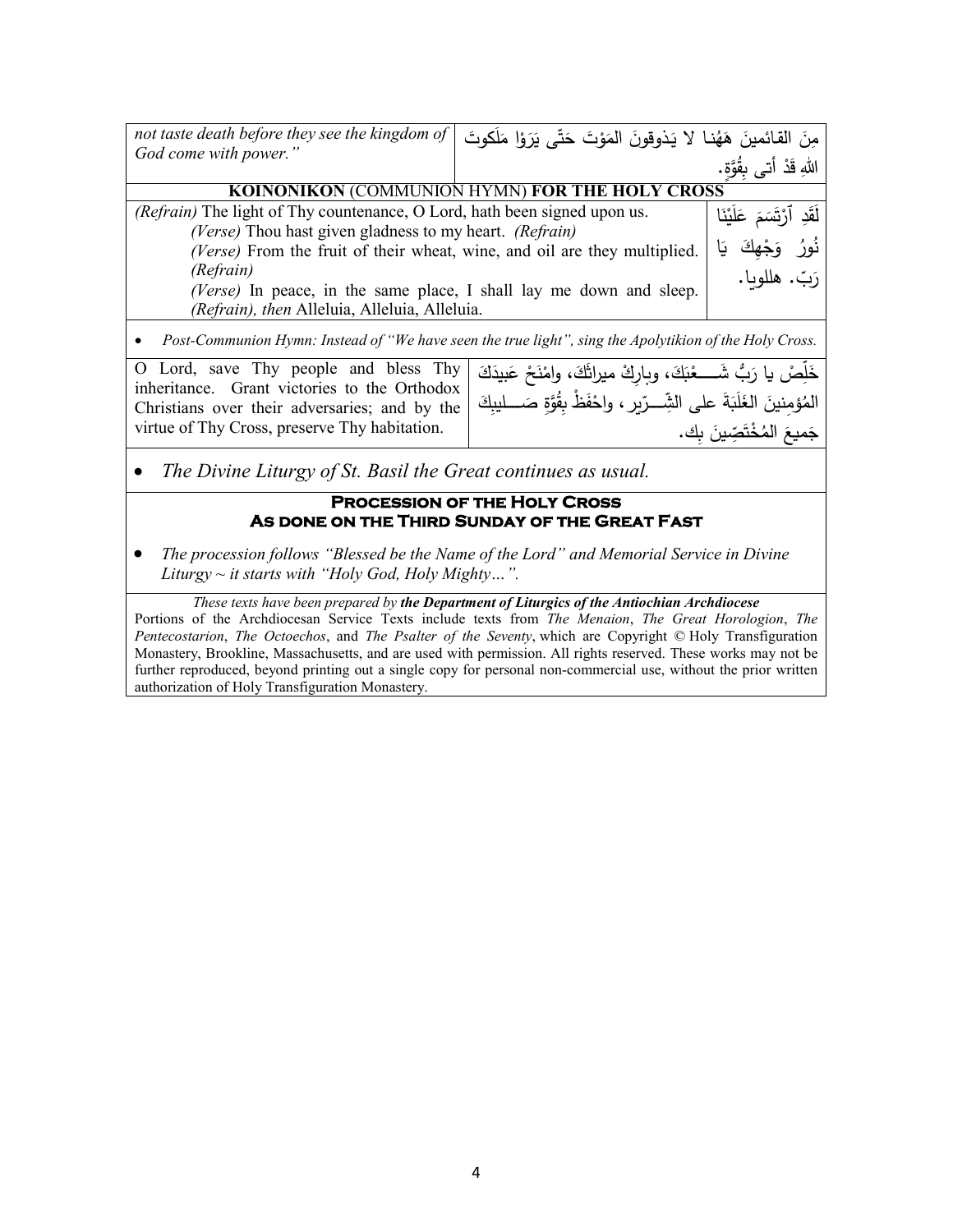| | |
|---|---|
| *not taste death before they see the kingdom of God come with power."* | مِنَ القائمينَ هَهُنا لا يَذوقونَ المَوْتَ حَتَّى يَرَوْا مَلَكوتَ اللهِ قَدْ أتى بِقُوَّةٍ. |

| | |
|---|---|
| **KOINONIKON** (COMMUNION HYMN) **FOR THE HOLY CROSS** | |
| *(Refrain)* The light of Thy countenance, O Lord, hath been signed upon us.<br>*(Verse)* Thou hast given gladness to my heart. *(Refrain)*<br>*(Verse)* From the fruit of their wheat, wine, and oil are they multiplied. *(Refrain)*<br>*(Verse)* In peace, in the same place, I shall lay me down and sleep. *(Refrain), then* Alleluia, Alleluia, Alleluia. | لَقَدِ ٱرْتَسَمَ عَلَيْنَا نُورُ وَجْهِكَ يَا رَبّ. هللويا. |

- *Post-Communion Hymn: Instead of "We have seen the true light", sing the Apolytikion of the Holy Cross.*

| | |
|---|---|
| O Lord, save Thy people and bless Thy inheritance. Grant victories to the Orthodox Christians over their adversaries; and by the virtue of Thy Cross, preserve Thy habitation. | خَلِّصْ يا رَبُّ شَعْبَكَ، وبارِكْ ميراثَكَ، وامْنَحْ عَبيدَكَ المُؤمِنينَ الغَلَبَةَ على الشِّرّير، واحْفَظْ بِقُوَّةِ صَليبِكَ جَميعَ المُخْتَصِّينَ بِك. |

- *The Divine Liturgy of St. Basil the Great continues as usual.*

## Procession of the Holy Cross
## As done on the Third Sunday of the Great Fast

- *The procession follows "Blessed be the Name of the Lord" and Memorial Service in Divine Liturgy ~ it starts with "Holy God, Holy Mighty…".*

*These texts have been prepared by **the Department of Liturgics of the Antiochian Archdiocese***

Portions of the Archdiocesan Service Texts include texts from *The Menaion*, *The Great Horologion*, *The Pentecostarion*, *The Octoechos*, and *The Psalter of the Seventy*, which are Copyright © Holy Transfiguration Monastery, Brookline, Massachusetts, and are used with permission. All rights reserved. These works may not be further reproduced, beyond printing out a single copy for personal non-commercial use, without the prior written authorization of Holy Transfiguration Monastery.